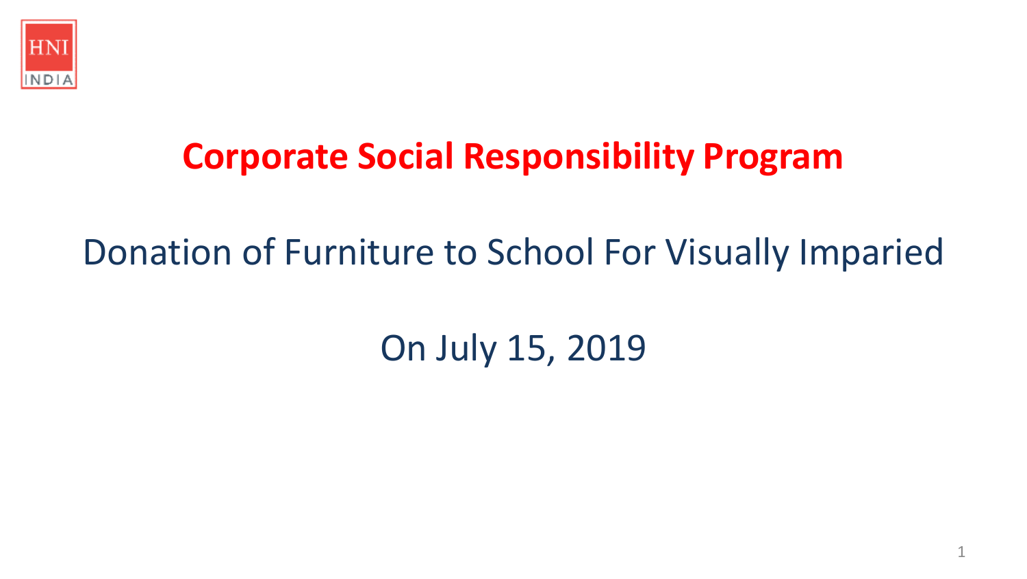HNI INDIA

# Corporate Social Responsibility Program

## Donation of Furniture to School For Visually Imparied

## On July 15, 2019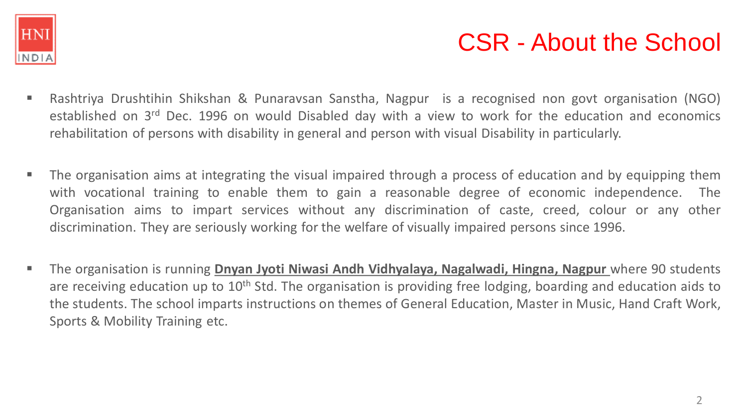# CSR - About the School

- Rashtriya Drushtihin Shikshan & Punaravsan Sanstha, Nagpur is a recognised non govt organisation (NGO) established on 3rd Dec. 1996 on would Disabled day with a view to work for the education and economics rehabilitation of persons with disability in general and person with visual Disability in particularly.

- The organisation aims at integrating the visual impaired through a process of education and by equipping them with vocational training to enable them to gain a reasonable degree of economic independence. The Organisation aims to impart services without any discrimination of caste, creed, colour or any other discrimination. They are seriously working for the welfare of visually impaired persons since 1996.

- The organisation is running **Dnyan Jyoti Niwasi Andh Vidhyalaya, Nagalwadi, Hingna, Nagpur** where 90 students are receiving education up to 10th Std. The organisation is providing free lodging, boarding and education aids to the students. The school imparts instructions on themes of General Education, Master in Music, Hand Craft Work, Sports & Mobility Training etc.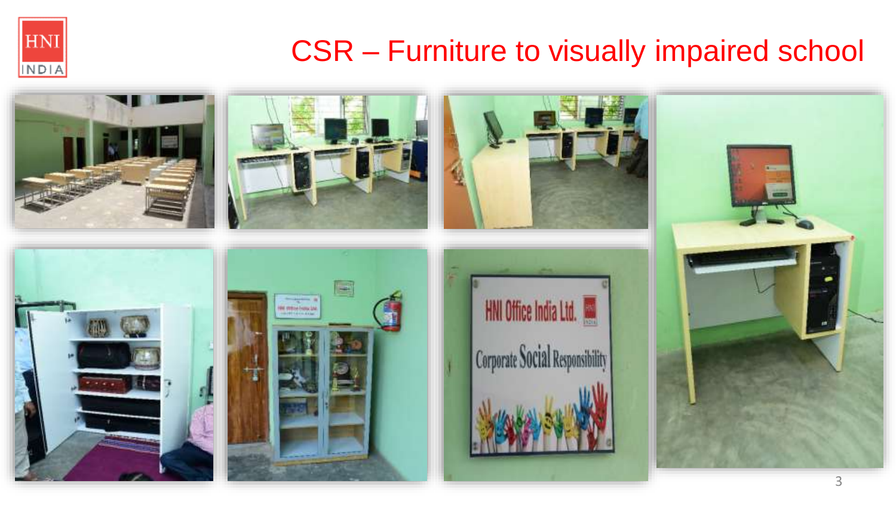# CSR – Furniture to visually impaired school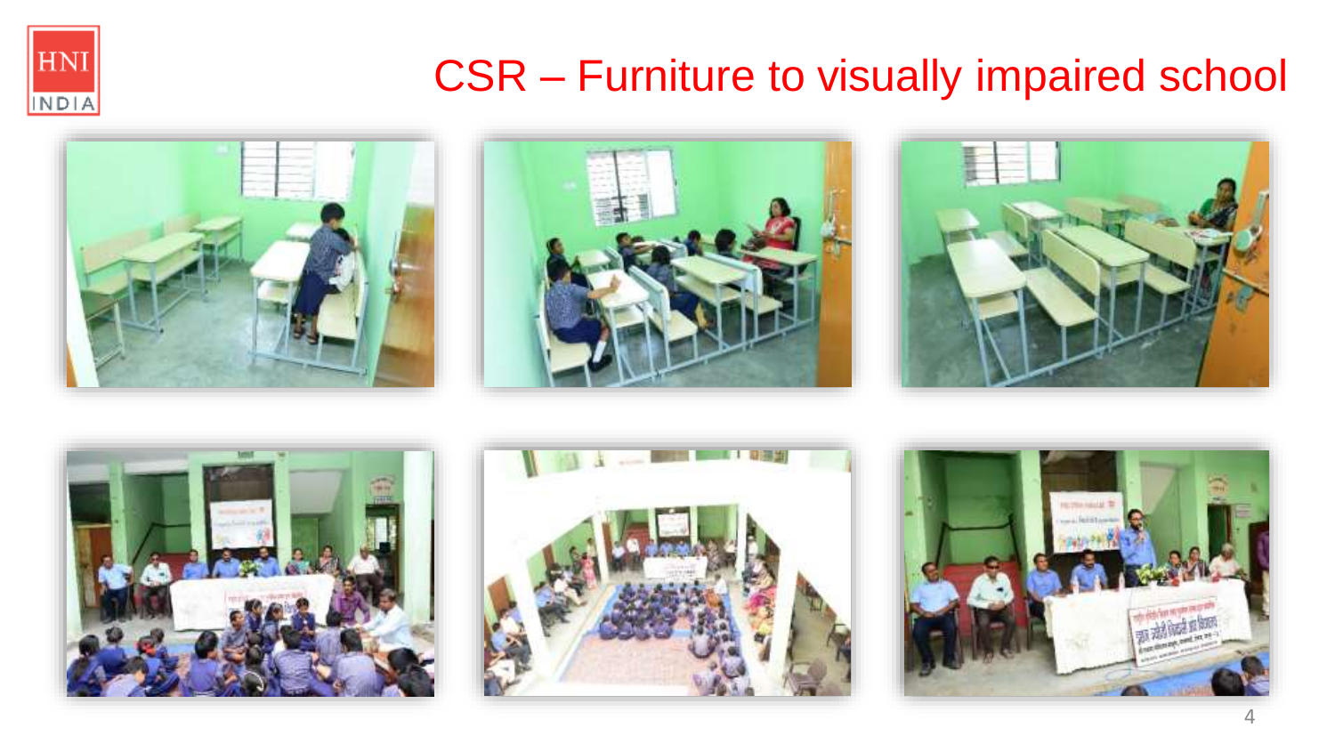# CSR – Furniture to visually impaired school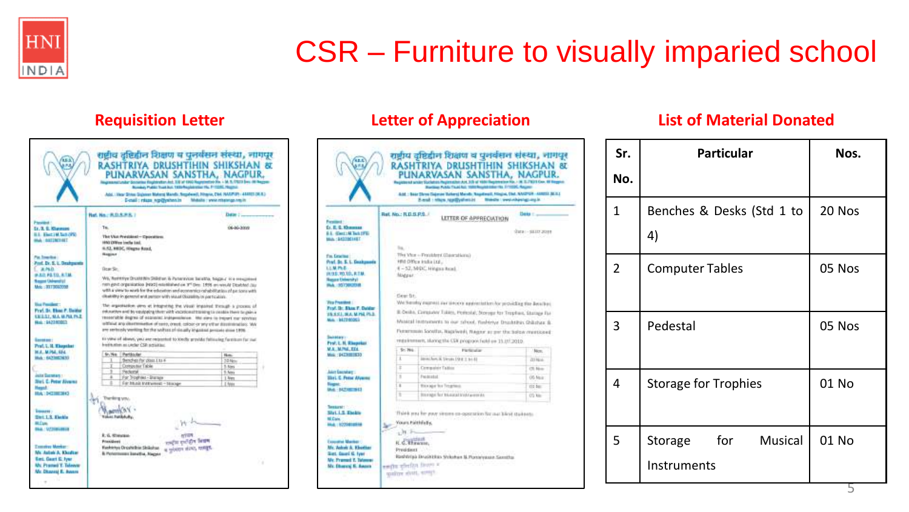# CSR – Furniture to visually imparied school

## Requisition Letter

## Letter of Appreciation

## List of Material Donated

| Sr. No. | Particular | Nos. |
|---|---|---|
| 1 | Benches & Desks (Std 1 to 4) | 20 Nos |
| 2 | Computer Tables | 05 Nos |
| 3 | Pedestal | 05 Nos |
| 4 | Storage for Trophies | 01 No |
| 5 | Storage for Musical Instruments | 01 No |